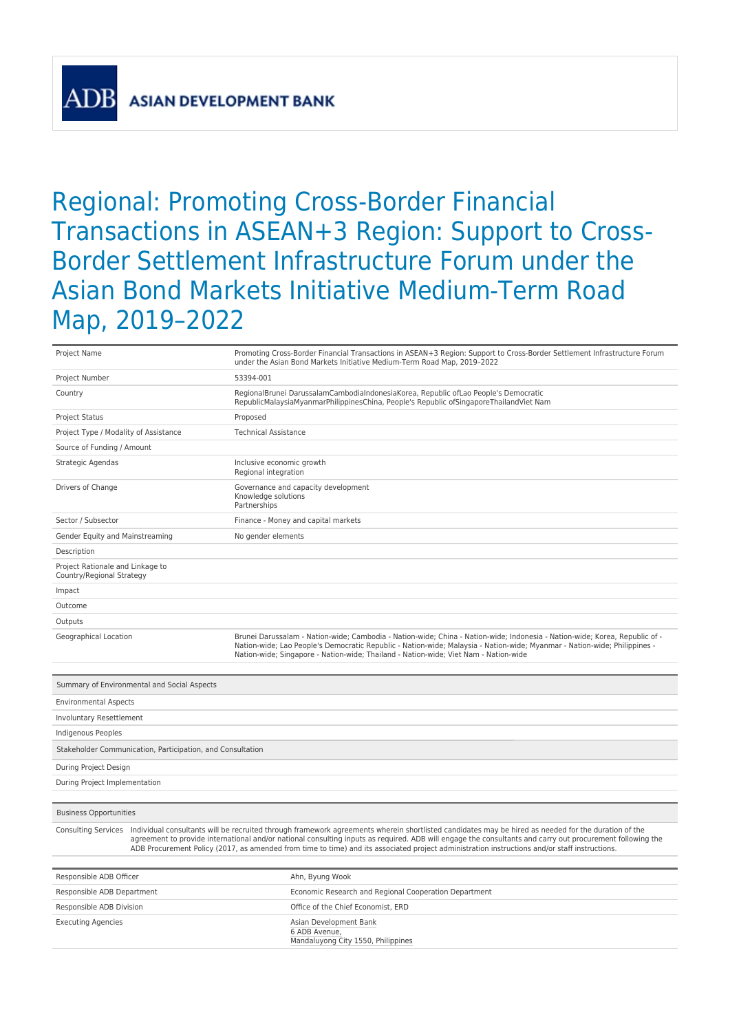ASIAN DEVELOPMENT BANK

# Regional: Promoting Cross-Border Financial Transactions in ASEAN+3 Region: Support to Cross-Border Settlement Infrastructure Forum under the Asian Bond Markets Initiative Medium-Term Road Map, 2019–2022

| | |
|---|---|
| Project Name | Promoting Cross-Border Financial Transactions in ASEAN+3 Region: Support to Cross-Border Settlement Infrastructure Forum under the Asian Bond Markets Initiative Medium-Term Road Map, 2019–2022 |
| Project Number | 53394-001 |
| Country | RegionalBrunei DarussalamCambodiaIndonesiaKorea, Republic ofLao People's Democratic RepublicMalaysiaMyanmarPhilippinesChina, People's Republic ofSingaporeThailandViet Nam |
| Project Status | Proposed |
| Project Type / Modality of Assistance | Technical Assistance |
| Source of Funding / Amount | |
| Strategic Agendas | Inclusive economic growth<br>Regional integration |
| Drivers of Change | Governance and capacity development<br>Knowledge solutions<br>Partnerships |
| Sector / Subsector | Finance - Money and capital markets |
| Gender Equity and Mainstreaming | No gender elements |
| Description | |
| Project Rationale and Linkage to Country/Regional Strategy | |
| Impact | |
| Outcome | |
| Outputs | |
| Geographical Location | Brunei Darussalam - Nation-wide; Cambodia - Nation-wide; China - Nation-wide; Indonesia - Nation-wide; Korea, Republic of - Nation-wide; Lao People's Democratic Republic - Nation-wide; Malaysia - Nation-wide; Myanmar - Nation-wide; Philippines - Nation-wide; Singapore - Nation-wide; Thailand - Nation-wide; Viet Nam - Nation-wide |

| Summary of Environmental and Social Aspects |
|---|
| Environmental Aspects |
| Involuntary Resettlement |
| Indigenous Peoples |
| **Stakeholder Communication, Participation, and Consultation** |
| During Project Design |
| During Project Implementation |

| Business Opportunities | |
|---|---|
| Consulting Services | Individual consultants will be recruited through framework agreements wherein shortlisted candidates may be hired as needed for the duration of the agreement to provide international and/or national consulting inputs as required. ADB will engage the consultants and carry out procurement following the ADB Procurement Policy (2017, as amended from time to time) and its associated project administration instructions and/or staff instructions. |

| | |
|---|---|
| Responsible ADB Officer | Ahn, Byung Wook |
| Responsible ADB Department | Economic Research and Regional Cooperation Department |
| Responsible ADB Division | Office of the Chief Economist, ERD |
| Executing Agencies | Asian Development Bank<br>6 ADB Avenue,<br>Mandaluyong City 1550, Philippines |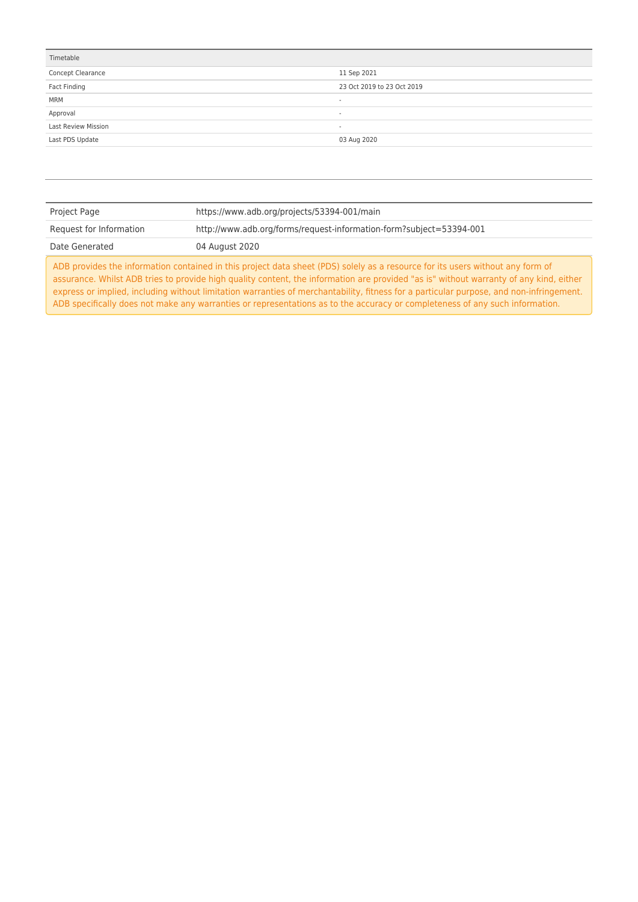| Timetable | |
| --- | --- |
| Concept Clearance | 11 Sep 2021 |
| Fact Finding | 23 Oct 2019 to 23 Oct 2019 |
| MRM | - |
| Approval | - |
| Last Review Mission | - |
| Last PDS Update | 03 Aug 2020 |

| | |
| --- | --- |
| Project Page | https://www.adb.org/projects/53394-001/main |
| Request for Information | http://www.adb.org/forms/request-information-form?subject=53394-001 |
| Date Generated | 04 August 2020 |

ADB provides the information contained in this project data sheet (PDS) solely as a resource for its users without any form of assurance. Whilst ADB tries to provide high quality content, the information are provided "as is" without warranty of any kind, either express or implied, including without limitation warranties of merchantability, fitness for a particular purpose, and non-infringement. ADB specifically does not make any warranties or representations as to the accuracy or completeness of any such information.